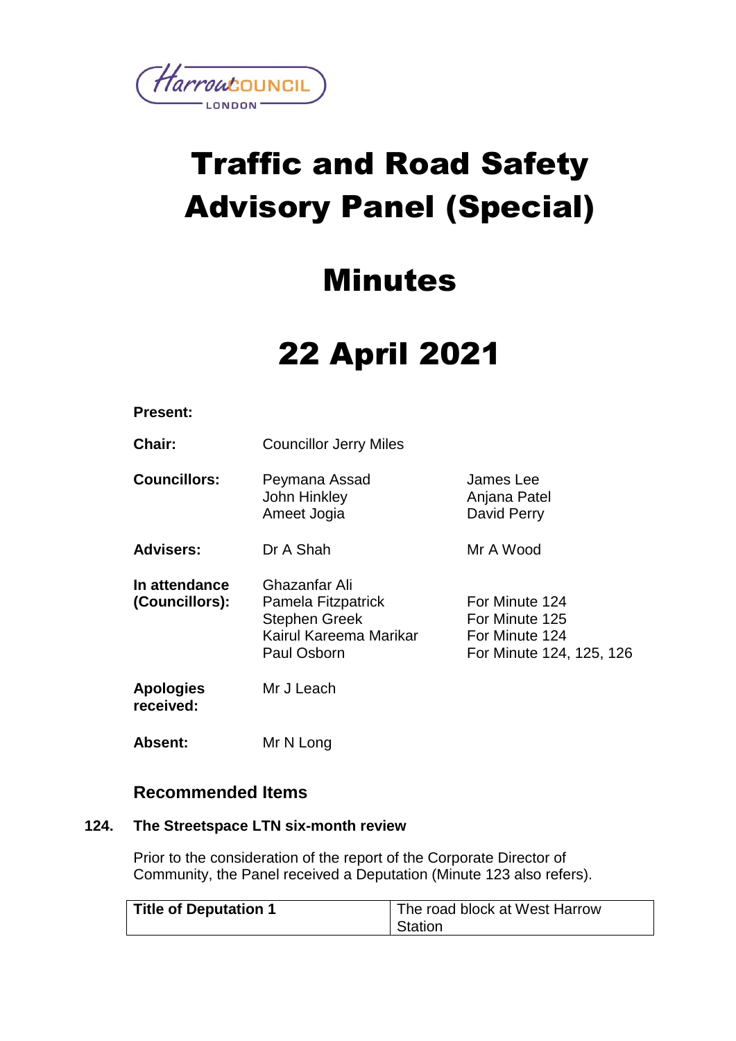# Traffic and Road Safety Advisory Panel (Special)

# Minutes

# 22 April 2021

**Present:**

| | | |
|---|---|---|
| **Chair:** | Councillor Jerry Miles | |
| **Councillors:** | Peymana Assad<br>John Hinkley<br>Ameet Jogia | James Lee<br>Anjana Patel<br>David Perry |
| **Advisers:** | Dr A Shah | Mr A Wood |
| **In attendance (Councillors):** | Ghazanfar Ali<br>Pamela Fitzpatrick<br>Stephen Greek<br>Kairul Kareema Marikar<br>Paul Osborn | <br>For Minute 124<br>For Minute 125<br>For Minute 124<br>For Minute 124, 125, 126 |
| **Apologies received:** | Mr J Leach | |
| **Absent:** | Mr N Long | |

## Recommended Items

### 124. The Streetspace LTN six-month review

Prior to the consideration of the report of the Corporate Director of Community, the Panel received a Deputation (Minute 123 also refers).

| **Title of Deputation 1** | The road block at West Harrow Station |
|---|---|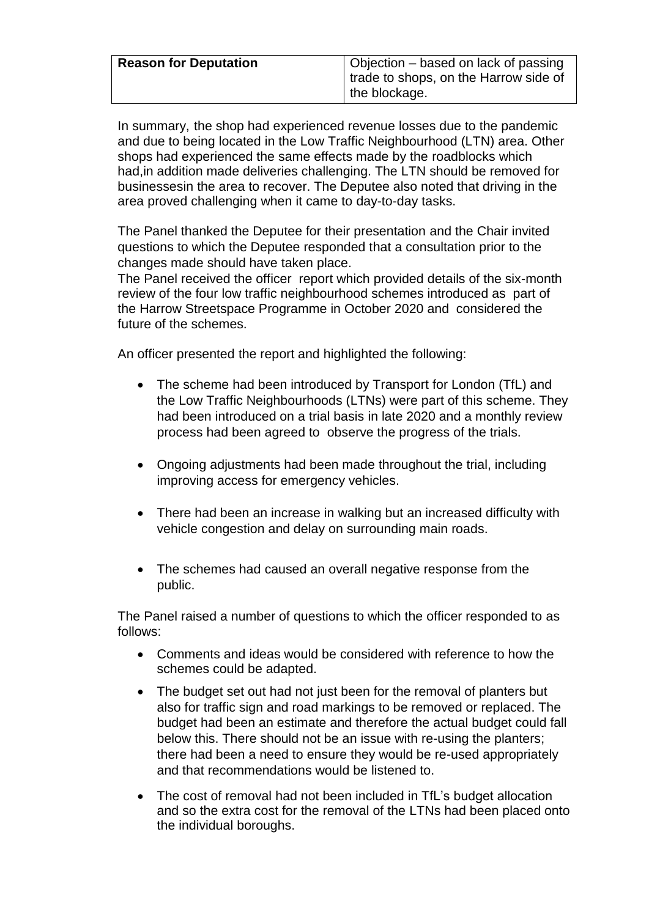| Reason for Deputation | Objection – based on lack of passing trade to shops, on the Harrow side of the blockage. |
|---|---|

In summary, the shop had experienced revenue losses due to the pandemic and due to being located in the Low Traffic Neighbourhood (LTN) area. Other shops had experienced the same effects made by the roadblocks which had,in addition made deliveries challenging. The LTN should be removed for businessesin the area to recover. The Deputee also noted that driving in the area proved challenging when it came to day-to-day tasks.

The Panel thanked the Deputee for their presentation and the Chair invited questions to which the Deputee responded that a consultation prior to the changes made should have taken place.

The Panel received the officer report which provided details of the six-month review of the four low traffic neighbourhood schemes introduced as part of the Harrow Streetspace Programme in October 2020 and considered the future of the schemes.

An officer presented the report and highlighted the following:

- The scheme had been introduced by Transport for London (TfL) and the Low Traffic Neighbourhoods (LTNs) were part of this scheme. They had been introduced on a trial basis in late 2020 and a monthly review process had been agreed to observe the progress of the trials.

- Ongoing adjustments had been made throughout the trial, including improving access for emergency vehicles.

- There had been an increase in walking but an increased difficulty with vehicle congestion and delay on surrounding main roads.

- The schemes had caused an overall negative response from the public.

The Panel raised a number of questions to which the officer responded to as follows:

- Comments and ideas would be considered with reference to how the schemes could be adapted.
- The budget set out had not just been for the removal of planters but also for traffic sign and road markings to be removed or replaced. The budget had been an estimate and therefore the actual budget could fall below this. There should not be an issue with re-using the planters; there had been a need to ensure they would be re-used appropriately and that recommendations would be listened to.
- The cost of removal had not been included in TfL's budget allocation and so the extra cost for the removal of the LTNs had been placed onto the individual boroughs.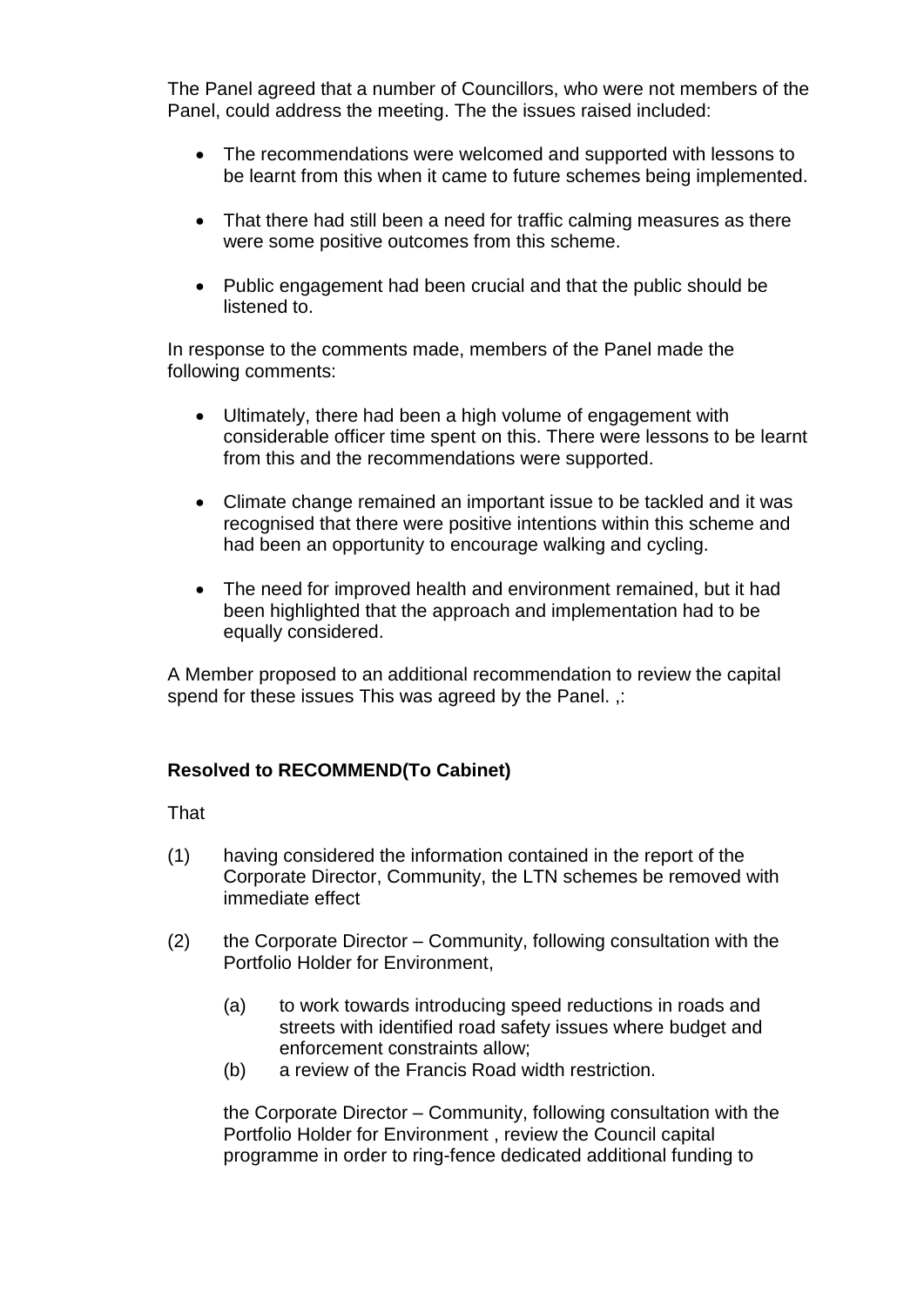The Panel agreed that a number of Councillors, who were not members of the Panel, could address the meeting. The the issues raised included:

- The recommendations were welcomed and supported with lessons to be learnt from this when it came to future schemes being implemented.
- That there had still been a need for traffic calming measures as there were some positive outcomes from this scheme.
- Public engagement had been crucial and that the public should be listened to.

In response to the comments made, members of the Panel made the following comments:

- Ultimately, there had been a high volume of engagement with considerable officer time spent on this. There were lessons to be learnt from this and the recommendations were supported.
- Climate change remained an important issue to be tackled and it was recognised that there were positive intentions within this scheme and had been an opportunity to encourage walking and cycling.
- The need for improved health and environment remained, but it had been highlighted that the approach and implementation had to be equally considered.

A Member proposed to an additional recommendation to review the capital spend for these issues This was agreed by the Panel. ,:

**Resolved to RECOMMEND(To Cabinet)**

That

(1) having considered the information contained in the report of the Corporate Director, Community, the LTN schemes be removed with immediate effect

(2) the Corporate Director – Community, following consultation with the Portfolio Holder for Environment,

  (a) to work towards introducing speed reductions in roads and streets with identified road safety issues where budget and enforcement constraints allow;
  
  (b) a review of the Francis Road width restriction.

the Corporate Director – Community, following consultation with the Portfolio Holder for Environment , review the Council capital programme in order to ring-fence dedicated additional funding to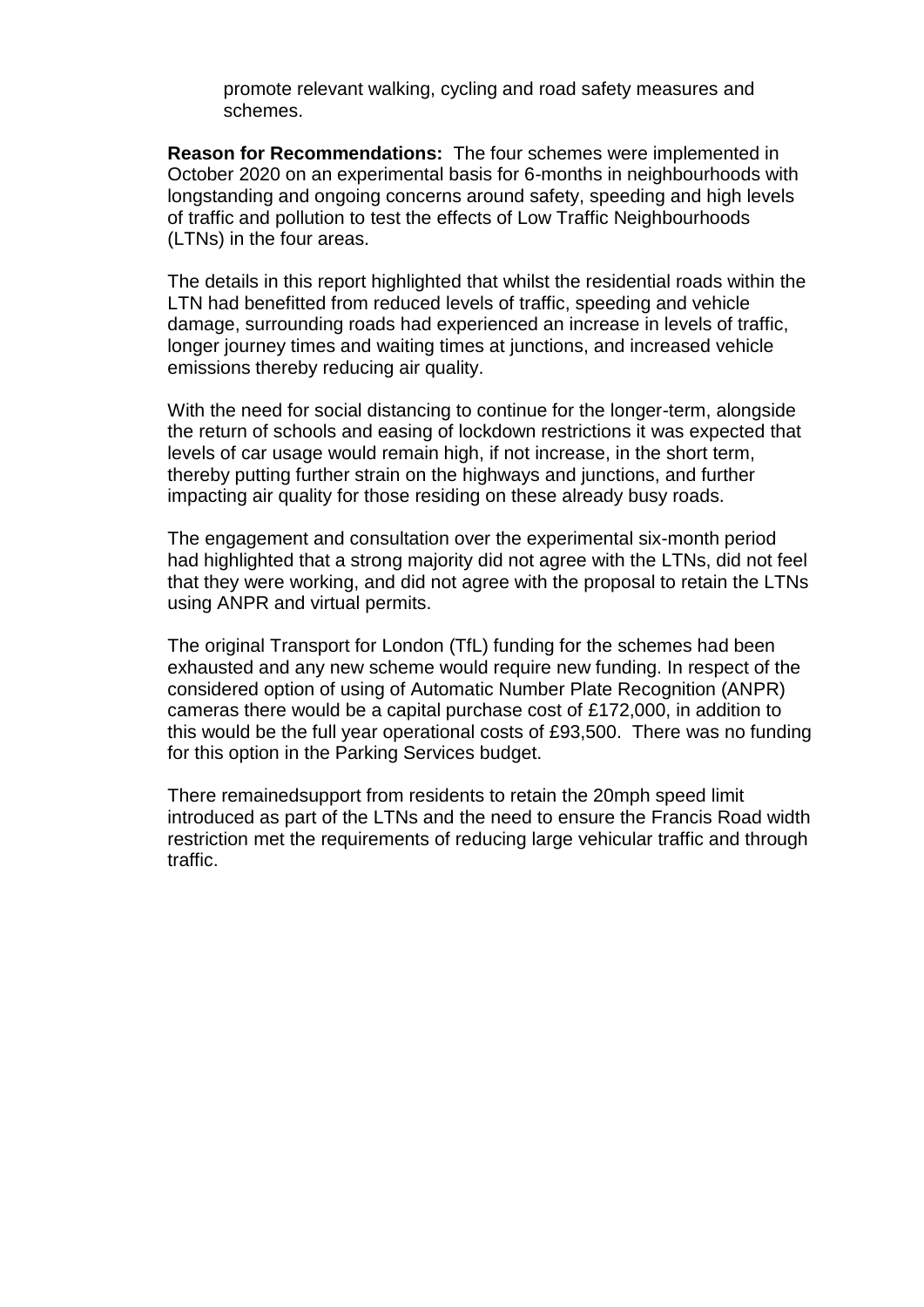promote relevant walking, cycling and road safety measures and schemes.

**Reason for Recommendations:** The four schemes were implemented in October 2020 on an experimental basis for 6-months in neighbourhoods with longstanding and ongoing concerns around safety, speeding and high levels of traffic and pollution to test the effects of Low Traffic Neighbourhoods (LTNs) in the four areas.

The details in this report highlighted that whilst the residential roads within the LTN had benefitted from reduced levels of traffic, speeding and vehicle damage, surrounding roads had experienced an increase in levels of traffic, longer journey times and waiting times at junctions, and increased vehicle emissions thereby reducing air quality.

With the need for social distancing to continue for the longer-term, alongside the return of schools and easing of lockdown restrictions it was expected that levels of car usage would remain high, if not increase, in the short term, thereby putting further strain on the highways and junctions, and further impacting air quality for those residing on these already busy roads.

The engagement and consultation over the experimental six-month period had highlighted that a strong majority did not agree with the LTNs, did not feel that they were working, and did not agree with the proposal to retain the LTNs using ANPR and virtual permits.

The original Transport for London (TfL) funding for the schemes had been exhausted and any new scheme would require new funding. In respect of the considered option of using of Automatic Number Plate Recognition (ANPR) cameras there would be a capital purchase cost of £172,000, in addition to this would be the full year operational costs of £93,500. There was no funding for this option in the Parking Services budget.

There remainedsupport from residents to retain the 20mph speed limit introduced as part of the LTNs and the need to ensure the Francis Road width restriction met the requirements of reducing large vehicular traffic and through traffic.